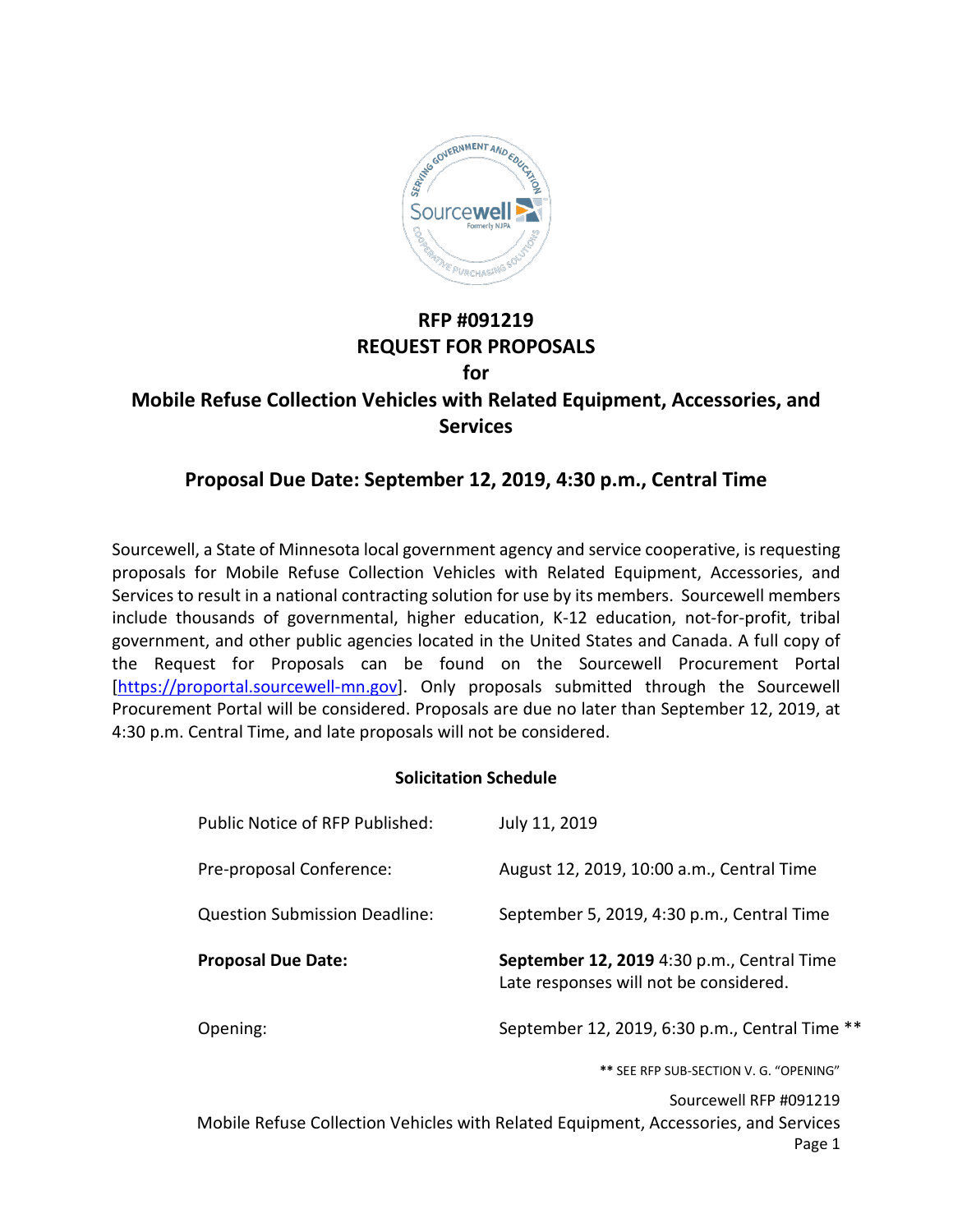# RFP #091219
# REQUEST FOR PROPOSALS
# for
# Mobile Refuse Collection Vehicles with Related Equipment, Accessories, and Services

## Proposal Due Date: September 12, 2019, 4:30 p.m., Central Time

Sourcewell, a State of Minnesota local government agency and service cooperative, is requesting proposals for Mobile Refuse Collection Vehicles with Related Equipment, Accessories, and Services to result in a national contracting solution for use by its members. Sourcewell members include thousands of governmental, higher education, K-12 education, not-for-profit, tribal government, and other public agencies located in the United States and Canada. A full copy of the Request for Proposals can be found on the Sourcewell Procurement Portal [https://proportal.sourcewell-mn.gov]. Only proposals submitted through the Sourcewell Procurement Portal will be considered. Proposals are due no later than September 12, 2019, at 4:30 p.m. Central Time, and late proposals will not be considered.

**Solicitation Schedule**

| | |
|---|---|
| Public Notice of RFP Published: | July 11, 2019 |
| Pre-proposal Conference: | August 12, 2019, 10:00 a.m., Central Time |
| Question Submission Deadline: | September 5, 2019, 4:30 p.m., Central Time |
| **Proposal Due Date:** | **September 12, 2019** 4:30 p.m., Central Time<br>Late responses will not be considered. |
| Opening: | September 12, 2019, 6:30 p.m., Central Time ** |

** SEE RFP SUB-SECTION V. G. "OPENING"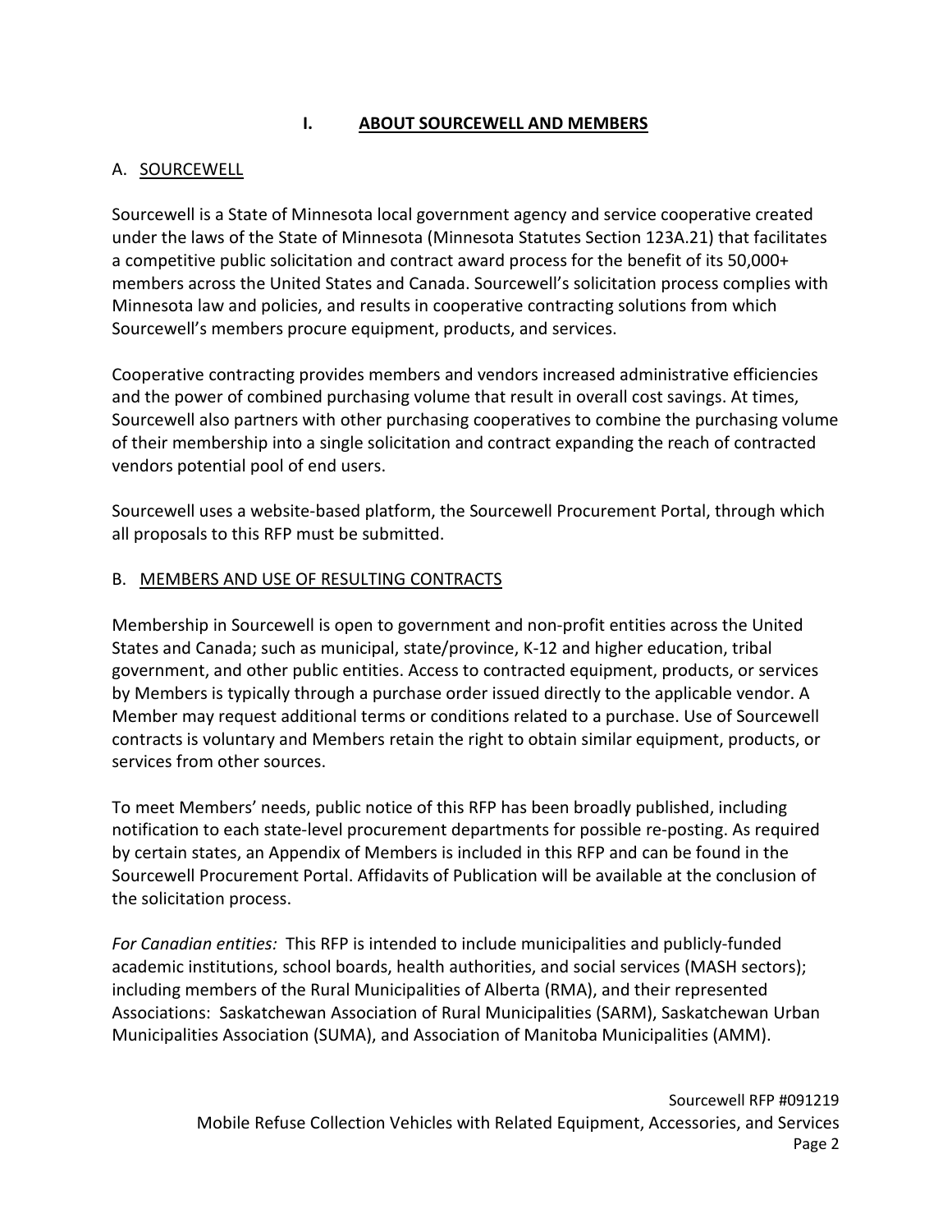# I. ABOUT SOURCEWELL AND MEMBERS

## A. SOURCEWELL

Sourcewell is a State of Minnesota local government agency and service cooperative created under the laws of the State of Minnesota (Minnesota Statutes Section 123A.21) that facilitates a competitive public solicitation and contract award process for the benefit of its 50,000+ members across the United States and Canada. Sourcewell's solicitation process complies with Minnesota law and policies, and results in cooperative contracting solutions from which Sourcewell's members procure equipment, products, and services.

Cooperative contracting provides members and vendors increased administrative efficiencies and the power of combined purchasing volume that result in overall cost savings. At times, Sourcewell also partners with other purchasing cooperatives to combine the purchasing volume of their membership into a single solicitation and contract expanding the reach of contracted vendors potential pool of end users.

Sourcewell uses a website-based platform, the Sourcewell Procurement Portal, through which all proposals to this RFP must be submitted.

## B. MEMBERS AND USE OF RESULTING CONTRACTS

Membership in Sourcewell is open to government and non-profit entities across the United States and Canada; such as municipal, state/province, K-12 and higher education, tribal government, and other public entities. Access to contracted equipment, products, or services by Members is typically through a purchase order issued directly to the applicable vendor. A Member may request additional terms or conditions related to a purchase. Use of Sourcewell contracts is voluntary and Members retain the right to obtain similar equipment, products, or services from other sources.

To meet Members' needs, public notice of this RFP has been broadly published, including notification to each state-level procurement departments for possible re-posting. As required by certain states, an Appendix of Members is included in this RFP and can be found in the Sourcewell Procurement Portal. Affidavits of Publication will be available at the conclusion of the solicitation process.

*For Canadian entities:* This RFP is intended to include municipalities and publicly-funded academic institutions, school boards, health authorities, and social services (MASH sectors); including members of the Rural Municipalities of Alberta (RMA), and their represented Associations: Saskatchewan Association of Rural Municipalities (SARM), Saskatchewan Urban Municipalities Association (SUMA), and Association of Manitoba Municipalities (AMM).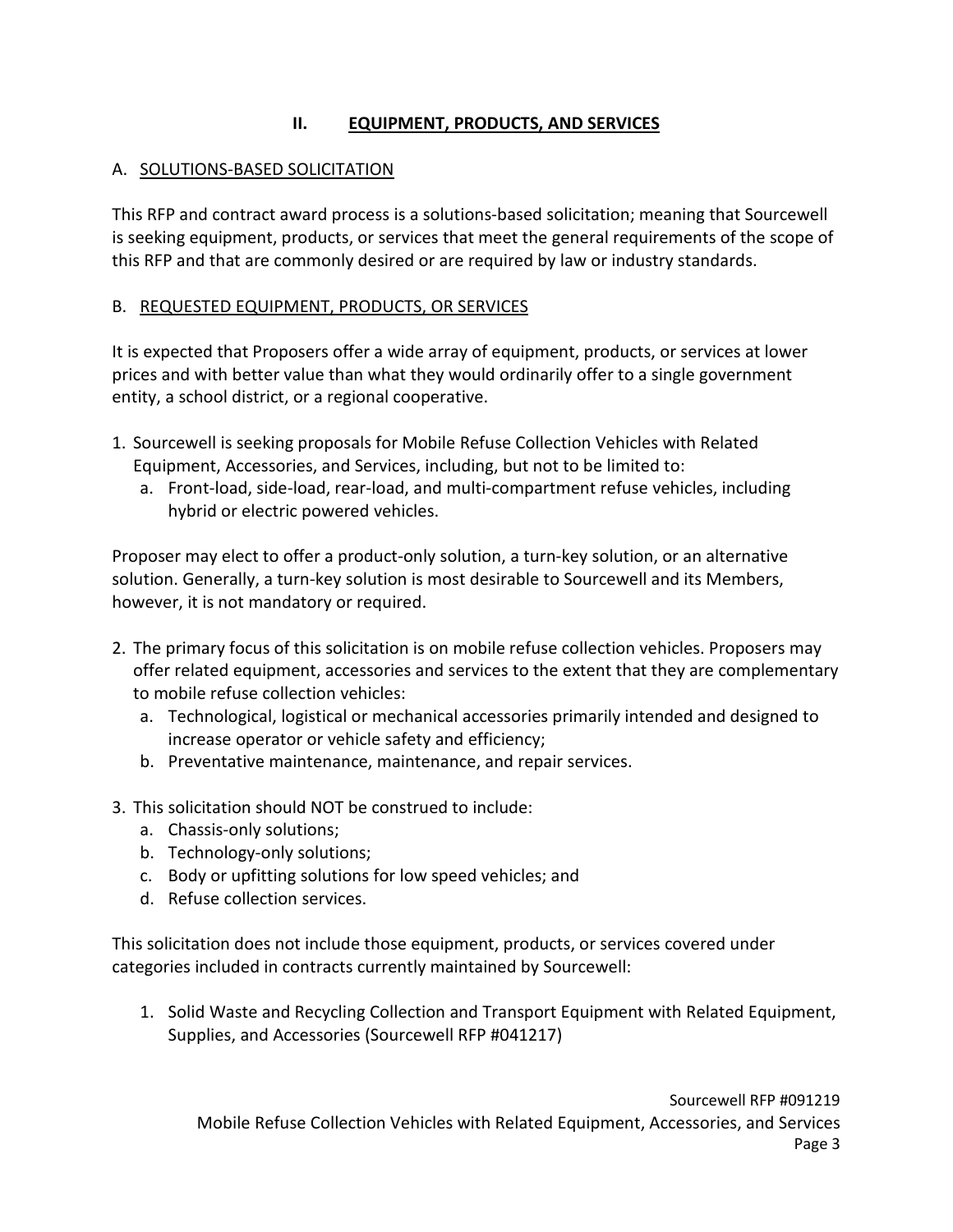## II. EQUIPMENT, PRODUCTS, AND SERVICES

### A. SOLUTIONS-BASED SOLICITATION

This RFP and contract award process is a solutions-based solicitation; meaning that Sourcewell is seeking equipment, products, or services that meet the general requirements of the scope of this RFP and that are commonly desired or are required by law or industry standards.

### B. REQUESTED EQUIPMENT, PRODUCTS, OR SERVICES

It is expected that Proposers offer a wide array of equipment, products, or services at lower prices and with better value than what they would ordinarily offer to a single government entity, a school district, or a regional cooperative.

1. Sourcewell is seeking proposals for Mobile Refuse Collection Vehicles with Related Equipment, Accessories, and Services, including, but not to be limited to:
   a. Front-load, side-load, rear-load, and multi-compartment refuse vehicles, including hybrid or electric powered vehicles.

Proposer may elect to offer a product-only solution, a turn-key solution, or an alternative solution. Generally, a turn-key solution is most desirable to Sourcewell and its Members, however, it is not mandatory or required.

2. The primary focus of this solicitation is on mobile refuse collection vehicles. Proposers may offer related equipment, accessories and services to the extent that they are complementary to mobile refuse collection vehicles:
   a. Technological, logistical or mechanical accessories primarily intended and designed to increase operator or vehicle safety and efficiency;
   b. Preventative maintenance, maintenance, and repair services.

3. This solicitation should NOT be construed to include:
   a. Chassis-only solutions;
   b. Technology-only solutions;
   c. Body or upfitting solutions for low speed vehicles; and
   d. Refuse collection services.

This solicitation does not include those equipment, products, or services covered under categories included in contracts currently maintained by Sourcewell:

1. Solid Waste and Recycling Collection and Transport Equipment with Related Equipment, Supplies, and Accessories (Sourcewell RFP #041217)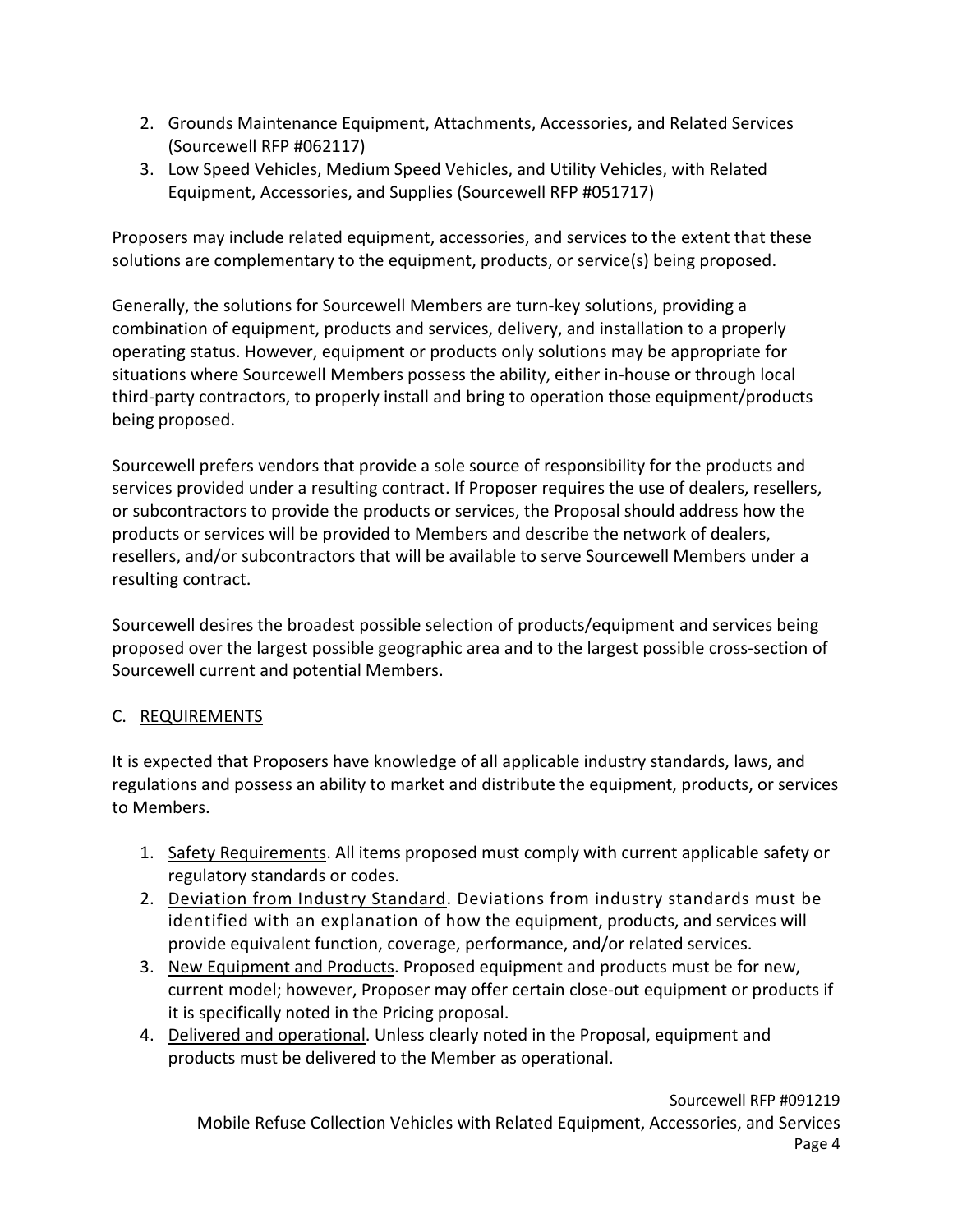2. Grounds Maintenance Equipment, Attachments, Accessories, and Related Services (Sourcewell RFP #062117)
3. Low Speed Vehicles, Medium Speed Vehicles, and Utility Vehicles, with Related Equipment, Accessories, and Supplies (Sourcewell RFP #051717)

Proposers may include related equipment, accessories, and services to the extent that these solutions are complementary to the equipment, products, or service(s) being proposed.

Generally, the solutions for Sourcewell Members are turn-key solutions, providing a combination of equipment, products and services, delivery, and installation to a properly operating status. However, equipment or products only solutions may be appropriate for situations where Sourcewell Members possess the ability, either in-house or through local third-party contractors, to properly install and bring to operation those equipment/products being proposed.

Sourcewell prefers vendors that provide a sole source of responsibility for the products and services provided under a resulting contract. If Proposer requires the use of dealers, resellers, or subcontractors to provide the products or services, the Proposal should address how the products or services will be provided to Members and describe the network of dealers, resellers, and/or subcontractors that will be available to serve Sourcewell Members under a resulting contract.

Sourcewell desires the broadest possible selection of products/equipment and services being proposed over the largest possible geographic area and to the largest possible cross-section of Sourcewell current and potential Members.

## C. REQUIREMENTS

It is expected that Proposers have knowledge of all applicable industry standards, laws, and regulations and possess an ability to market and distribute the equipment, products, or services to Members.

1. Safety Requirements. All items proposed must comply with current applicable safety or regulatory standards or codes.
2. Deviation from Industry Standard. Deviations from industry standards must be identified with an explanation of how the equipment, products, and services will provide equivalent function, coverage, performance, and/or related services.
3. New Equipment and Products. Proposed equipment and products must be for new, current model; however, Proposer may offer certain close-out equipment or products if it is specifically noted in the Pricing proposal.
4. Delivered and operational. Unless clearly noted in the Proposal, equipment and products must be delivered to the Member as operational.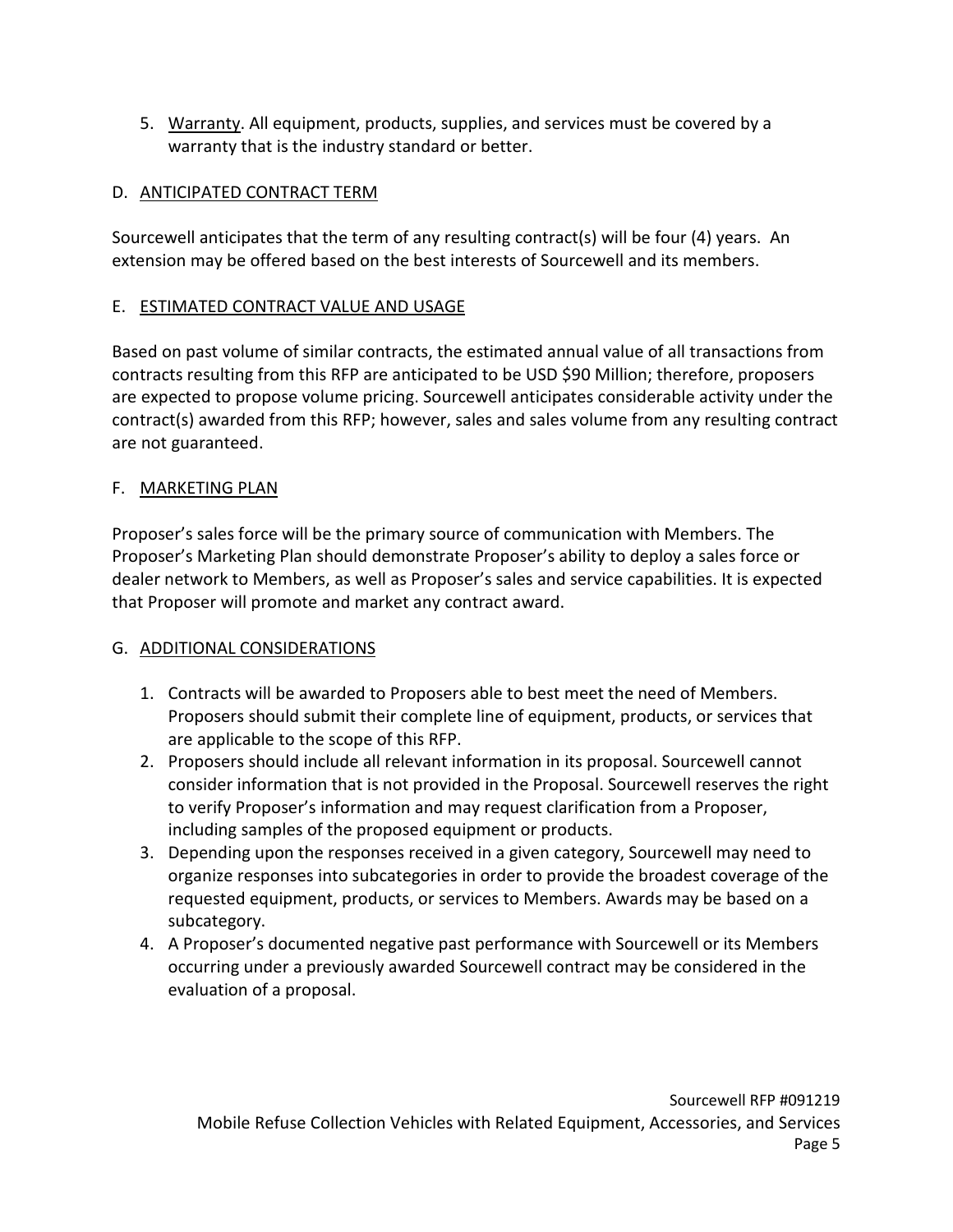5. Warranty. All equipment, products, supplies, and services must be covered by a warranty that is the industry standard or better.

## D. ANTICIPATED CONTRACT TERM

Sourcewell anticipates that the term of any resulting contract(s) will be four (4) years. An extension may be offered based on the best interests of Sourcewell and its members.

## E. ESTIMATED CONTRACT VALUE AND USAGE

Based on past volume of similar contracts, the estimated annual value of all transactions from contracts resulting from this RFP are anticipated to be USD $90 Million; therefore, proposers are expected to propose volume pricing. Sourcewell anticipates considerable activity under the contract(s) awarded from this RFP; however, sales and sales volume from any resulting contract are not guaranteed.

## F. MARKETING PLAN

Proposer's sales force will be the primary source of communication with Members. The Proposer's Marketing Plan should demonstrate Proposer's ability to deploy a sales force or dealer network to Members, as well as Proposer's sales and service capabilities. It is expected that Proposer will promote and market any contract award.

## G. ADDITIONAL CONSIDERATIONS

1. Contracts will be awarded to Proposers able to best meet the need of Members. Proposers should submit their complete line of equipment, products, or services that are applicable to the scope of this RFP.
2. Proposers should include all relevant information in its proposal. Sourcewell cannot consider information that is not provided in the Proposal. Sourcewell reserves the right to verify Proposer's information and may request clarification from a Proposer, including samples of the proposed equipment or products.
3. Depending upon the responses received in a given category, Sourcewell may need to organize responses into subcategories in order to provide the broadest coverage of the requested equipment, products, or services to Members. Awards may be based on a subcategory.
4. A Proposer's documented negative past performance with Sourcewell or its Members occurring under a previously awarded Sourcewell contract may be considered in the evaluation of a proposal.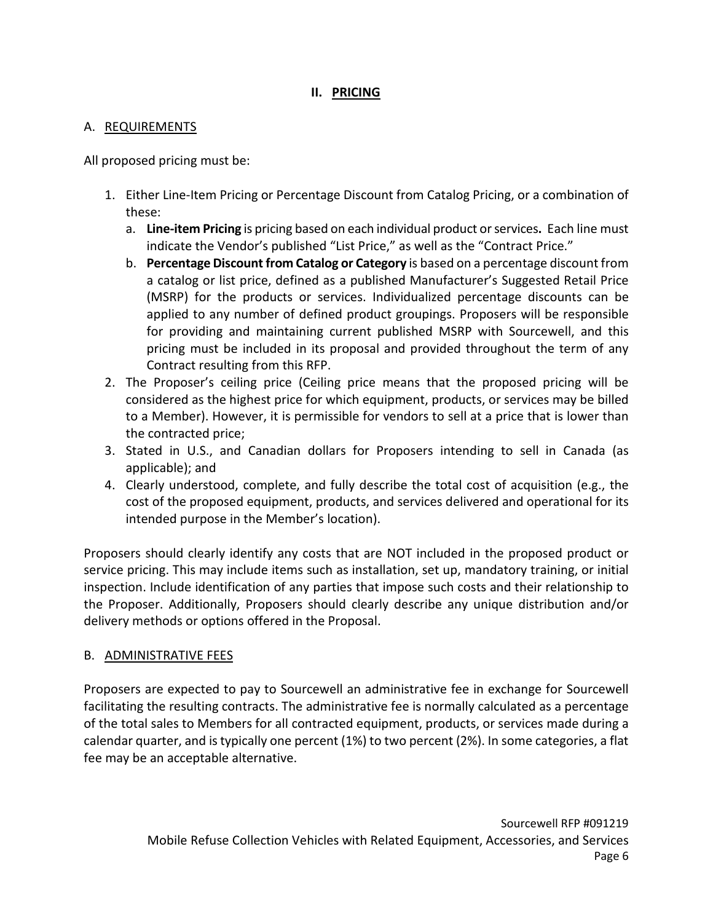## II. PRICING

### A. REQUIREMENTS

All proposed pricing must be:

1. Either Line-Item Pricing or Percentage Discount from Catalog Pricing, or a combination of these:
   a. **Line-item Pricing** is pricing based on each individual product or services**.** Each line must indicate the Vendor's published "List Price," as well as the "Contract Price."
   b. **Percentage Discount from Catalog or Category** is based on a percentage discount from a catalog or list price, defined as a published Manufacturer's Suggested Retail Price (MSRP) for the products or services. Individualized percentage discounts can be applied to any number of defined product groupings. Proposers will be responsible for providing and maintaining current published MSRP with Sourcewell, and this pricing must be included in its proposal and provided throughout the term of any Contract resulting from this RFP.
2. The Proposer's ceiling price (Ceiling price means that the proposed pricing will be considered as the highest price for which equipment, products, or services may be billed to a Member). However, it is permissible for vendors to sell at a price that is lower than the contracted price;
3. Stated in U.S., and Canadian dollars for Proposers intending to sell in Canada (as applicable); and
4. Clearly understood, complete, and fully describe the total cost of acquisition (e.g., the cost of the proposed equipment, products, and services delivered and operational for its intended purpose in the Member's location).

Proposers should clearly identify any costs that are NOT included in the proposed product or service pricing. This may include items such as installation, set up, mandatory training, or initial inspection. Include identification of any parties that impose such costs and their relationship to the Proposer. Additionally, Proposers should clearly describe any unique distribution and/or delivery methods or options offered in the Proposal.

### B. ADMINISTRATIVE FEES

Proposers are expected to pay to Sourcewell an administrative fee in exchange for Sourcewell facilitating the resulting contracts. The administrative fee is normally calculated as a percentage of the total sales to Members for all contracted equipment, products, or services made during a calendar quarter, and is typically one percent (1%) to two percent (2%). In some categories, a flat fee may be an acceptable alternative.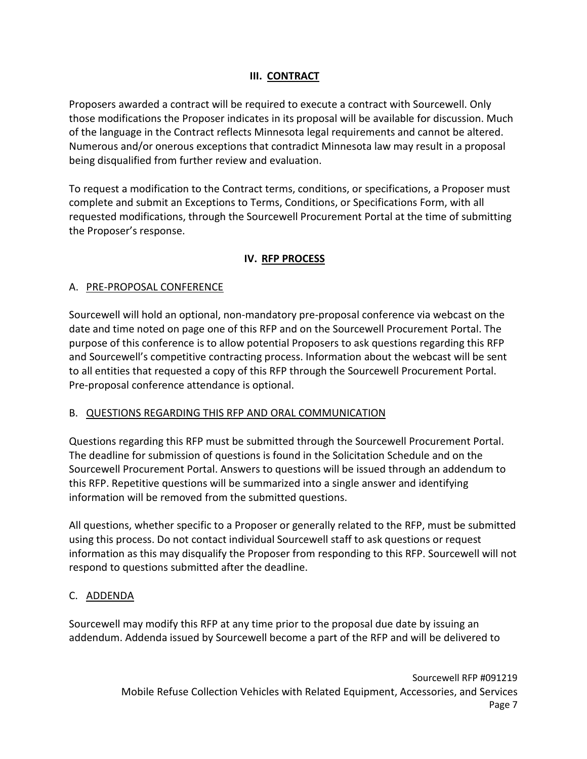## III. CONTRACT

Proposers awarded a contract will be required to execute a contract with Sourcewell. Only those modifications the Proposer indicates in its proposal will be available for discussion. Much of the language in the Contract reflects Minnesota legal requirements and cannot be altered. Numerous and/or onerous exceptions that contradict Minnesota law may result in a proposal being disqualified from further review and evaluation.

To request a modification to the Contract terms, conditions, or specifications, a Proposer must complete and submit an Exceptions to Terms, Conditions, or Specifications Form, with all requested modifications, through the Sourcewell Procurement Portal at the time of submitting the Proposer's response.

## IV. RFP PROCESS

### A. PRE-PROPOSAL CONFERENCE

Sourcewell will hold an optional, non-mandatory pre-proposal conference via webcast on the date and time noted on page one of this RFP and on the Sourcewell Procurement Portal. The purpose of this conference is to allow potential Proposers to ask questions regarding this RFP and Sourcewell's competitive contracting process. Information about the webcast will be sent to all entities that requested a copy of this RFP through the Sourcewell Procurement Portal. Pre-proposal conference attendance is optional.

### B. QUESTIONS REGARDING THIS RFP AND ORAL COMMUNICATION

Questions regarding this RFP must be submitted through the Sourcewell Procurement Portal. The deadline for submission of questions is found in the Solicitation Schedule and on the Sourcewell Procurement Portal. Answers to questions will be issued through an addendum to this RFP. Repetitive questions will be summarized into a single answer and identifying information will be removed from the submitted questions.

All questions, whether specific to a Proposer or generally related to the RFP, must be submitted using this process. Do not contact individual Sourcewell staff to ask questions or request information as this may disqualify the Proposer from responding to this RFP. Sourcewell will not respond to questions submitted after the deadline.

### C. ADDENDA

Sourcewell may modify this RFP at any time prior to the proposal due date by issuing an addendum. Addenda issued by Sourcewell become a part of the RFP and will be delivered to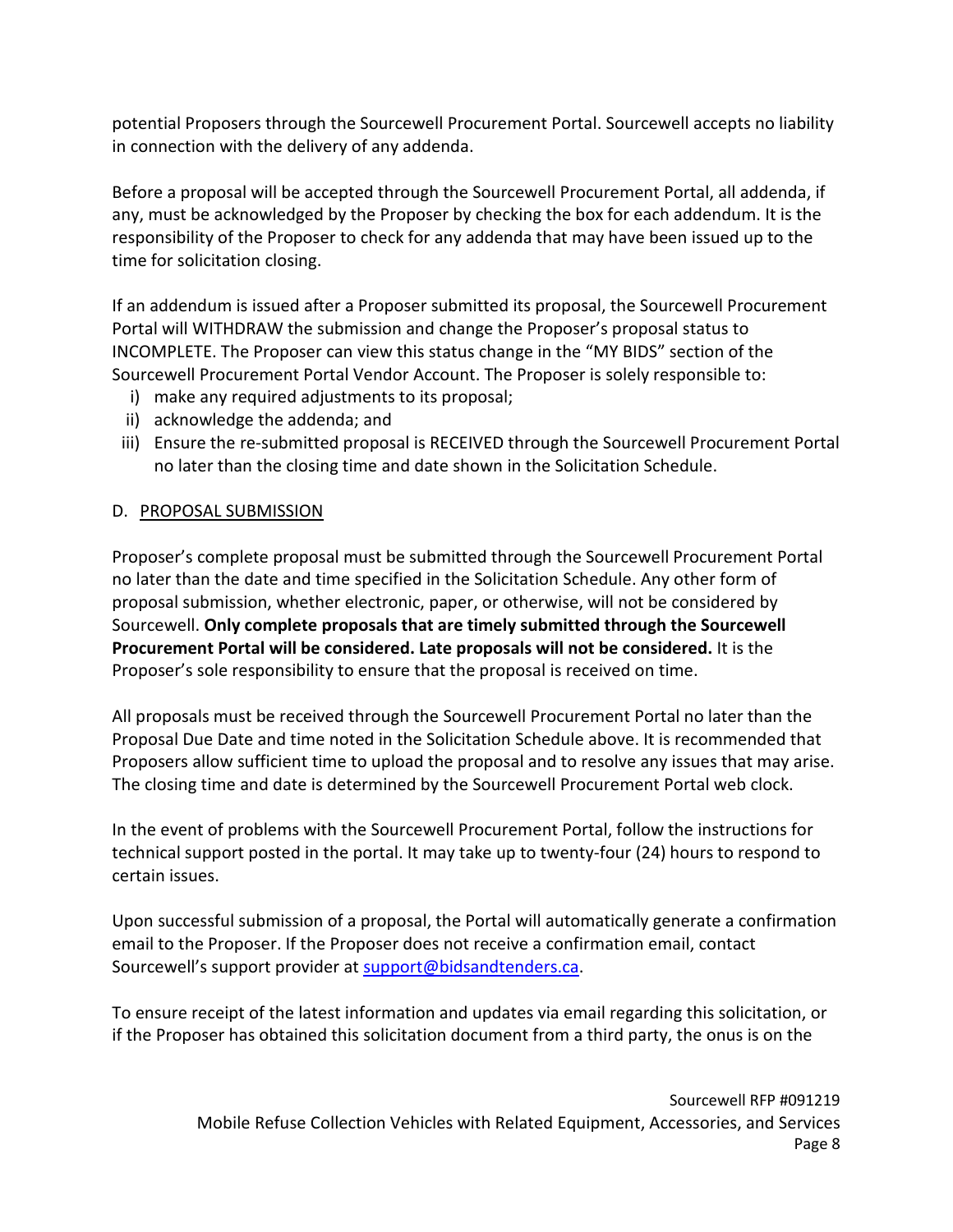potential Proposers through the Sourcewell Procurement Portal. Sourcewell accepts no liability in connection with the delivery of any addenda.

Before a proposal will be accepted through the Sourcewell Procurement Portal, all addenda, if any, must be acknowledged by the Proposer by checking the box for each addendum. It is the responsibility of the Proposer to check for any addenda that may have been issued up to the time for solicitation closing.

If an addendum is issued after a Proposer submitted its proposal, the Sourcewell Procurement Portal will WITHDRAW the submission and change the Proposer's proposal status to INCOMPLETE. The Proposer can view this status change in the "MY BIDS" section of the Sourcewell Procurement Portal Vendor Account. The Proposer is solely responsible to:

i) make any required adjustments to its proposal;
ii) acknowledge the addenda; and
iii) Ensure the re-submitted proposal is RECEIVED through the Sourcewell Procurement Portal no later than the closing time and date shown in the Solicitation Schedule.

## D. PROPOSAL SUBMISSION

Proposer's complete proposal must be submitted through the Sourcewell Procurement Portal no later than the date and time specified in the Solicitation Schedule. Any other form of proposal submission, whether electronic, paper, or otherwise, will not be considered by Sourcewell. **Only complete proposals that are timely submitted through the Sourcewell Procurement Portal will be considered. Late proposals will not be considered.** It is the Proposer's sole responsibility to ensure that the proposal is received on time.

All proposals must be received through the Sourcewell Procurement Portal no later than the Proposal Due Date and time noted in the Solicitation Schedule above. It is recommended that Proposers allow sufficient time to upload the proposal and to resolve any issues that may arise. The closing time and date is determined by the Sourcewell Procurement Portal web clock.

In the event of problems with the Sourcewell Procurement Portal, follow the instructions for technical support posted in the portal. It may take up to twenty-four (24) hours to respond to certain issues.

Upon successful submission of a proposal, the Portal will automatically generate a confirmation email to the Proposer. If the Proposer does not receive a confirmation email, contact Sourcewell's support provider at support@bidsandtenders.ca.

To ensure receipt of the latest information and updates via email regarding this solicitation, or if the Proposer has obtained this solicitation document from a third party, the onus is on the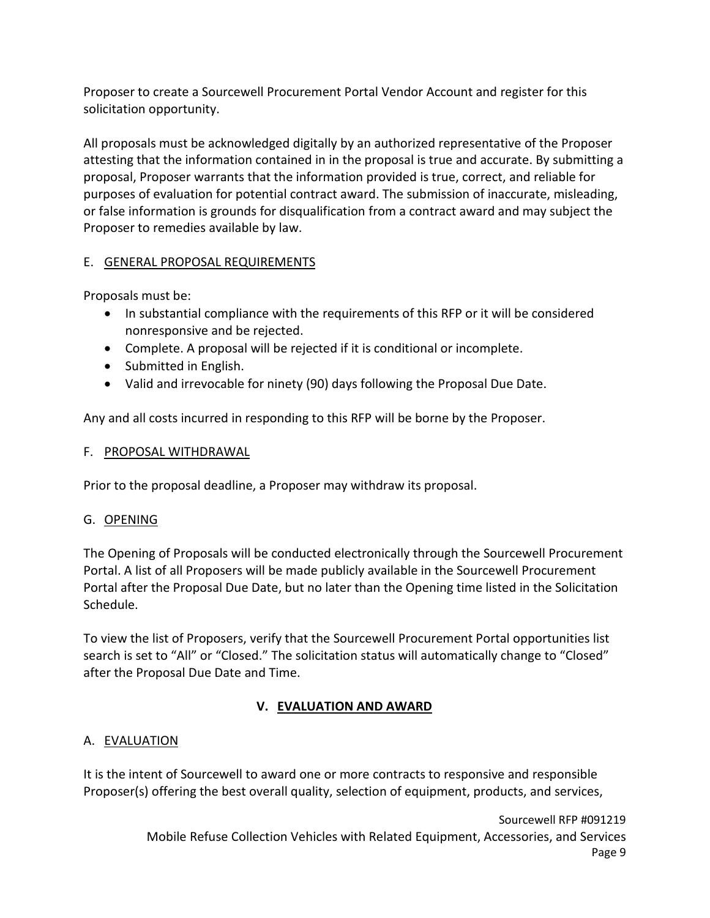Proposer to create a Sourcewell Procurement Portal Vendor Account and register for this solicitation opportunity.

All proposals must be acknowledged digitally by an authorized representative of the Proposer attesting that the information contained in in the proposal is true and accurate. By submitting a proposal, Proposer warrants that the information provided is true, correct, and reliable for purposes of evaluation for potential contract award. The submission of inaccurate, misleading, or false information is grounds for disqualification from a contract award and may subject the Proposer to remedies available by law.

### E. GENERAL PROPOSAL REQUIREMENTS

Proposals must be:

- In substantial compliance with the requirements of this RFP or it will be considered nonresponsive and be rejected.
- Complete. A proposal will be rejected if it is conditional or incomplete.
- Submitted in English.
- Valid and irrevocable for ninety (90) days following the Proposal Due Date.

Any and all costs incurred in responding to this RFP will be borne by the Proposer.

### F. PROPOSAL WITHDRAWAL

Prior to the proposal deadline, a Proposer may withdraw its proposal.

### G. OPENING

The Opening of Proposals will be conducted electronically through the Sourcewell Procurement Portal. A list of all Proposers will be made publicly available in the Sourcewell Procurement Portal after the Proposal Due Date, but no later than the Opening time listed in the Solicitation Schedule.

To view the list of Proposers, verify that the Sourcewell Procurement Portal opportunities list search is set to "All" or "Closed." The solicitation status will automatically change to "Closed" after the Proposal Due Date and Time.

## V. EVALUATION AND AWARD

### A. EVALUATION

It is the intent of Sourcewell to award one or more contracts to responsive and responsible Proposer(s) offering the best overall quality, selection of equipment, products, and services,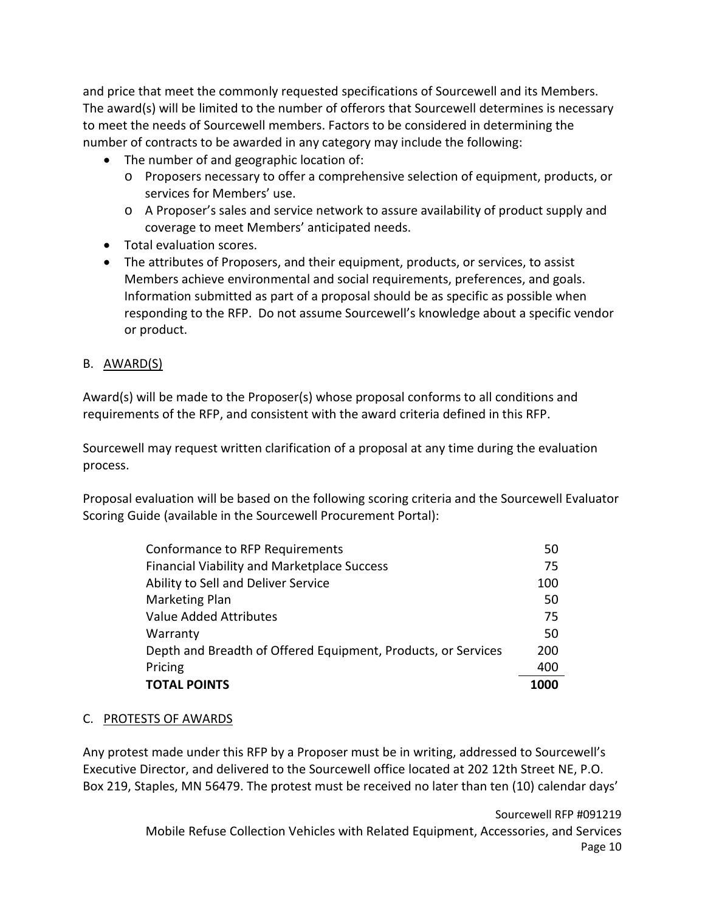and price that meet the commonly requested specifications of Sourcewell and its Members. The award(s) will be limited to the number of offerors that Sourcewell determines is necessary to meet the needs of Sourcewell members. Factors to be considered in determining the number of contracts to be awarded in any category may include the following:

- The number of and geographic location of:
  - Proposers necessary to offer a comprehensive selection of equipment, products, or services for Members' use.
  - A Proposer's sales and service network to assure availability of product supply and coverage to meet Members' anticipated needs.
- Total evaluation scores.
- The attributes of Proposers, and their equipment, products, or services, to assist Members achieve environmental and social requirements, preferences, and goals. Information submitted as part of a proposal should be as specific as possible when responding to the RFP. Do not assume Sourcewell's knowledge about a specific vendor or product.

## B. AWARD(S)

Award(s) will be made to the Proposer(s) whose proposal conforms to all conditions and requirements of the RFP, and consistent with the award criteria defined in this RFP.

Sourcewell may request written clarification of a proposal at any time during the evaluation process.

Proposal evaluation will be based on the following scoring criteria and the Sourcewell Evaluator Scoring Guide (available in the Sourcewell Procurement Portal):

| Criteria | Points |
|---|---|
| Conformance to RFP Requirements | 50 |
| Financial Viability and Marketplace Success | 75 |
| Ability to Sell and Deliver Service | 100 |
| Marketing Plan | 50 |
| Value Added Attributes | 75 |
| Warranty | 50 |
| Depth and Breadth of Offered Equipment, Products, or Services | 200 |
| Pricing | 400 |
| **TOTAL POINTS** | **1000** |

## C. PROTESTS OF AWARDS

Any protest made under this RFP by a Proposer must be in writing, addressed to Sourcewell's Executive Director, and delivered to the Sourcewell office located at 202 12th Street NE, P.O. Box 219, Staples, MN 56479. The protest must be received no later than ten (10) calendar days'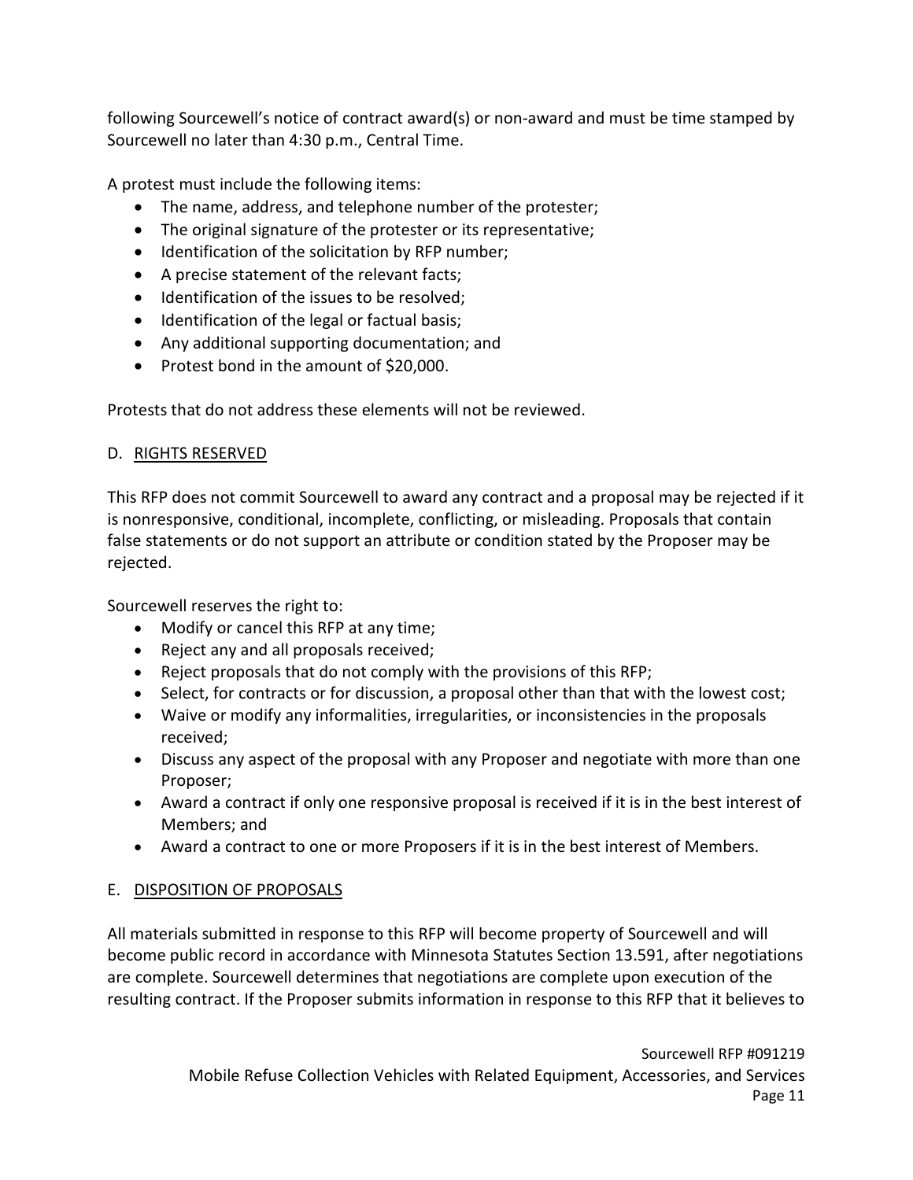following Sourcewell's notice of contract award(s) or non-award and must be time stamped by Sourcewell no later than 4:30 p.m., Central Time.

A protest must include the following items:

- The name, address, and telephone number of the protester;
- The original signature of the protester or its representative;
- Identification of the solicitation by RFP number;
- A precise statement of the relevant facts;
- Identification of the issues to be resolved;
- Identification of the legal or factual basis;
- Any additional supporting documentation; and
- Protest bond in the amount of $20,000.

Protests that do not address these elements will not be reviewed.

## D. RIGHTS RESERVED

This RFP does not commit Sourcewell to award any contract and a proposal may be rejected if it is nonresponsive, conditional, incomplete, conflicting, or misleading. Proposals that contain false statements or do not support an attribute or condition stated by the Proposer may be rejected.

Sourcewell reserves the right to:

- Modify or cancel this RFP at any time;
- Reject any and all proposals received;
- Reject proposals that do not comply with the provisions of this RFP;
- Select, for contracts or for discussion, a proposal other than that with the lowest cost;
- Waive or modify any informalities, irregularities, or inconsistencies in the proposals received;
- Discuss any aspect of the proposal with any Proposer and negotiate with more than one Proposer;
- Award a contract if only one responsive proposal is received if it is in the best interest of Members; and
- Award a contract to one or more Proposers if it is in the best interest of Members.

## E. DISPOSITION OF PROPOSALS

All materials submitted in response to this RFP will become property of Sourcewell and will become public record in accordance with Minnesota Statutes Section 13.591, after negotiations are complete. Sourcewell determines that negotiations are complete upon execution of the resulting contract. If the Proposer submits information in response to this RFP that it believes to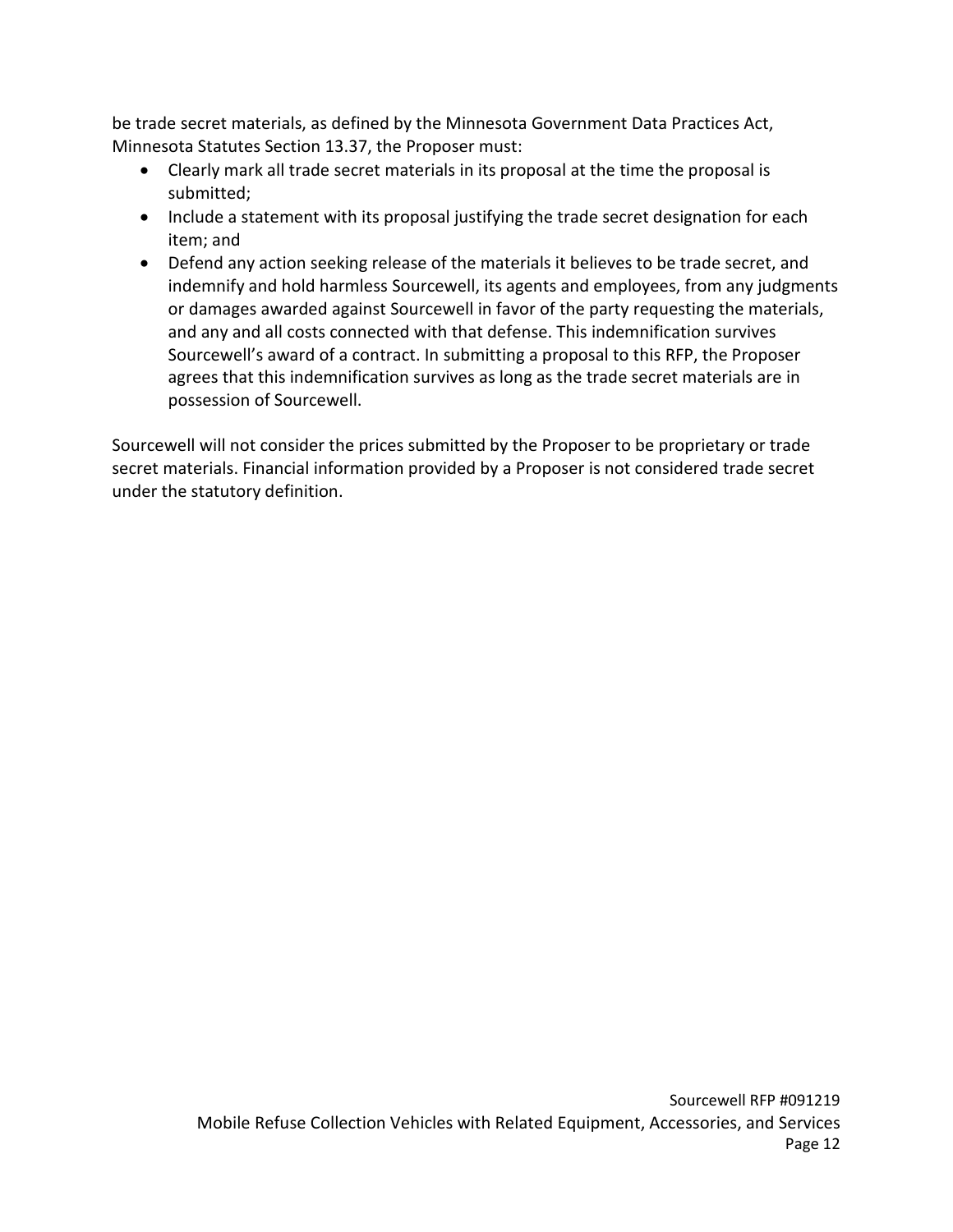be trade secret materials, as defined by the Minnesota Government Data Practices Act, Minnesota Statutes Section 13.37, the Proposer must:

- Clearly mark all trade secret materials in its proposal at the time the proposal is submitted;
- Include a statement with its proposal justifying the trade secret designation for each item; and
- Defend any action seeking release of the materials it believes to be trade secret, and indemnify and hold harmless Sourcewell, its agents and employees, from any judgments or damages awarded against Sourcewell in favor of the party requesting the materials, and any and all costs connected with that defense. This indemnification survives Sourcewell's award of a contract. In submitting a proposal to this RFP, the Proposer agrees that this indemnification survives as long as the trade secret materials are in possession of Sourcewell.

Sourcewell will not consider the prices submitted by the Proposer to be proprietary or trade secret materials. Financial information provided by a Proposer is not considered trade secret under the statutory definition.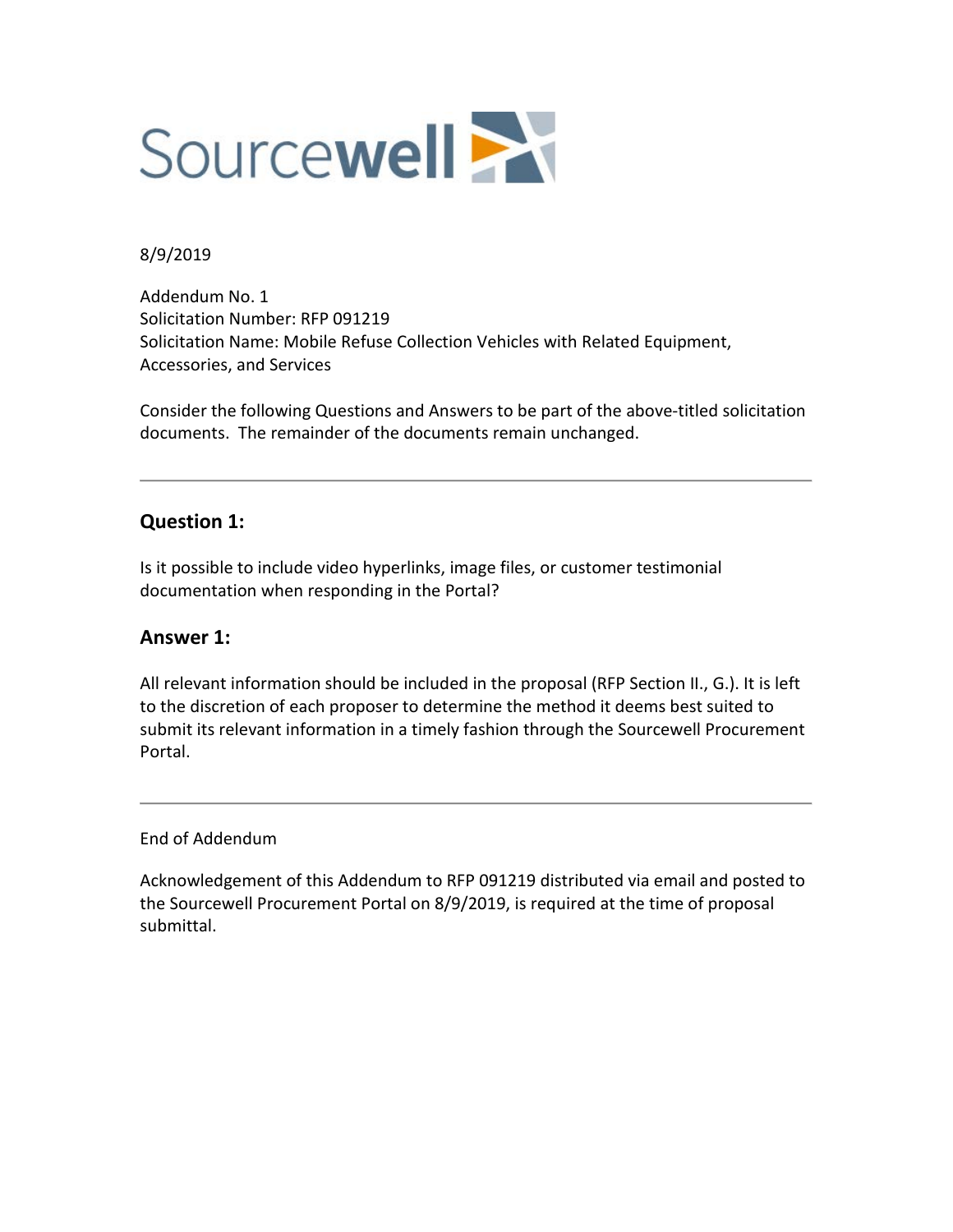Sourcewell

8/9/2019

Addendum No. 1
Solicitation Number: RFP 091219
Solicitation Name: Mobile Refuse Collection Vehicles with Related Equipment, Accessories, and Services

Consider the following Questions and Answers to be part of the above-titled solicitation documents. The remainder of the documents remain unchanged.

---

## Question 1:

Is it possible to include video hyperlinks, image files, or customer testimonial documentation when responding in the Portal?

## Answer 1:

All relevant information should be included in the proposal (RFP Section II., G.). It is left to the discretion of each proposer to determine the method it deems best suited to submit its relevant information in a timely fashion through the Sourcewell Procurement Portal.

---

End of Addendum

Acknowledgement of this Addendum to RFP 091219 distributed via email and posted to the Sourcewell Procurement Portal on 8/9/2019, is required at the time of proposal submittal.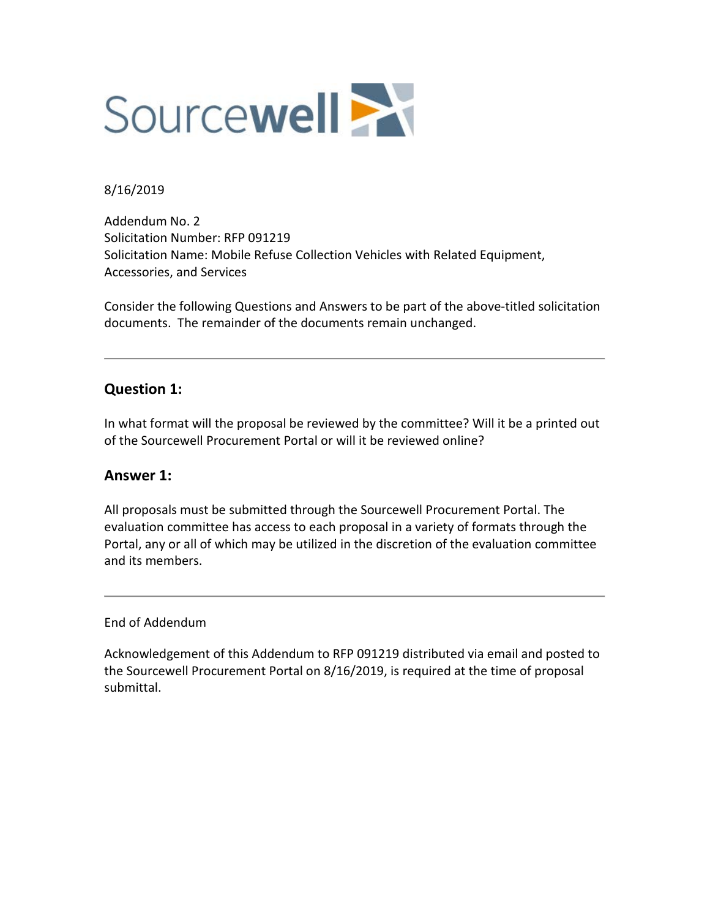Sourcewell

8/16/2019

Addendum No. 2
Solicitation Number: RFP 091219
Solicitation Name: Mobile Refuse Collection Vehicles with Related Equipment, Accessories, and Services

Consider the following Questions and Answers to be part of the above-titled solicitation documents. The remainder of the documents remain unchanged.

---

## Question 1:

In what format will the proposal be reviewed by the committee? Will it be a printed out of the Sourcewell Procurement Portal or will it be reviewed online?

## Answer 1:

All proposals must be submitted through the Sourcewell Procurement Portal. The evaluation committee has access to each proposal in a variety of formats through the Portal, any or all of which may be utilized in the discretion of the evaluation committee and its members.

---

End of Addendum

Acknowledgement of this Addendum to RFP 091219 distributed via email and posted to the Sourcewell Procurement Portal on 8/16/2019, is required at the time of proposal submittal.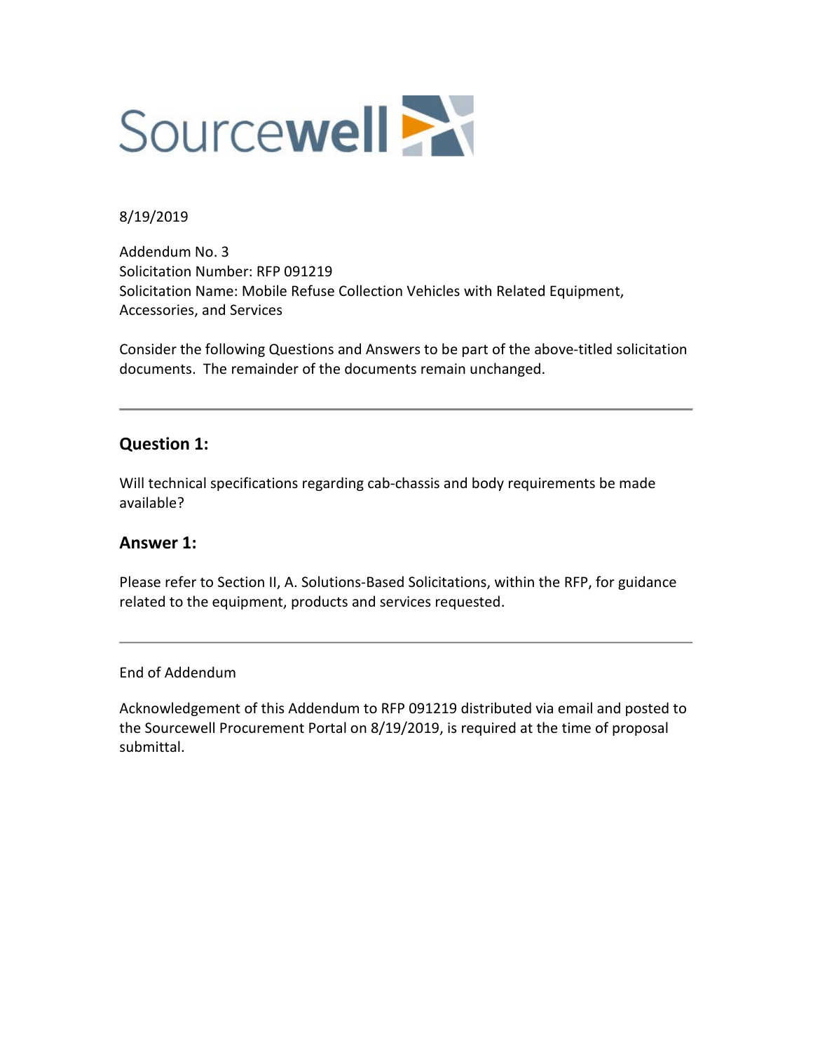Sourcewell

8/19/2019

Addendum No. 3
Solicitation Number: RFP 091219
Solicitation Name: Mobile Refuse Collection Vehicles with Related Equipment, Accessories, and Services

Consider the following Questions and Answers to be part of the above-titled solicitation documents. The remainder of the documents remain unchanged.

---

## Question 1:

Will technical specifications regarding cab-chassis and body requirements be made available?

## Answer 1:

Please refer to Section II, A. Solutions-Based Solicitations, within the RFP, for guidance related to the equipment, products and services requested.

---

End of Addendum

Acknowledgement of this Addendum to RFP 091219 distributed via email and posted to the Sourcewell Procurement Portal on 8/19/2019, is required at the time of proposal submittal.